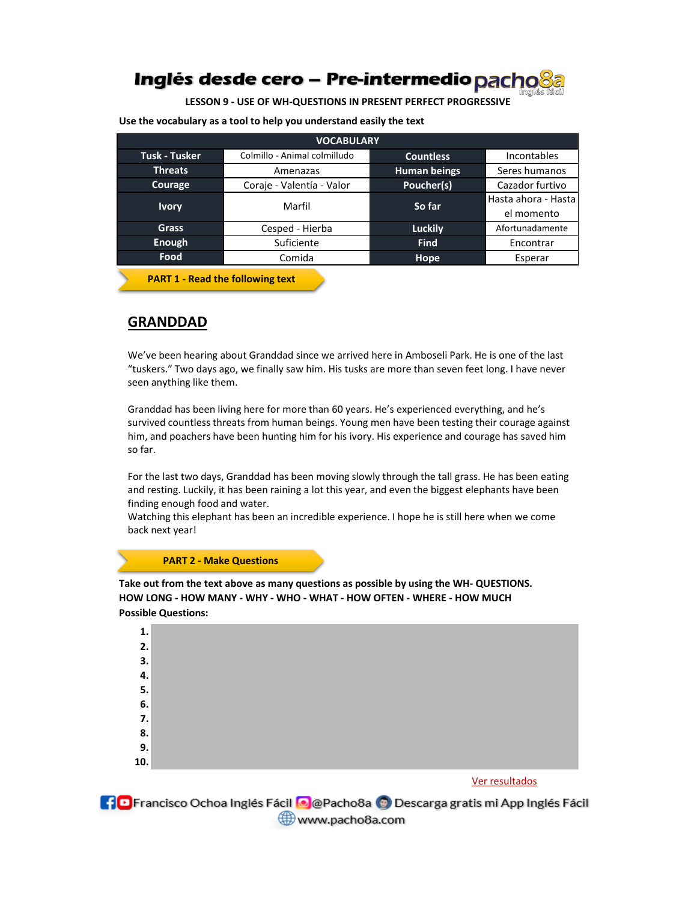# Inglés desde cero – Pre-intermedio pacho8a

**LESSON 9 - USE OF WH-QUESTIONS IN PRESENT PERFECT PROGRESSIVE**

**Use the vocabulary as a tool to help you understand easily the text**

| VOCABULARY | | | |
|---|---|---|---|
| **Tusk - Tusker** | Colmillo - Animal colmilludo | **Countless** | Incontables |
| **Threats** | Amenazas | **Human beings** | Seres humanos |
| **Courage** | Coraje - Valentía - Valor | **Poucher(s)** | Cazador furtivo |
| **Ivory** | Marfil | **So far** | Hasta ahora - Hasta el momento |
| **Grass** | Cesped - Hierba | **Luckily** | Afortunadamente |
| **Enough** | Suficiente | **Find** | Encontrar |
| **Food** | Comida | **Hope** | Esperar |

**PART 1 - Read the following text**

## GRANDDAD

We've been hearing about Granddad since we arrived here in Amboseli Park. He is one of the last "tuskers." Two days ago, we finally saw him. His tusks are more than seven feet long. I have never seen anything like them.

Granddad has been living here for more than 60 years. He's experienced everything, and he's survived countless threats from human beings. Young men have been testing their courage against him, and poachers have been hunting him for his ivory. His experience and courage has saved him so far.

For the last two days, Granddad has been moving slowly through the tall grass. He has been eating and resting. Luckily, it has been raining a lot this year, and even the biggest elephants have been finding enough food and water.
Watching this elephant has been an incredible experience. I hope he is still here when we come back next year!

**PART 2 - Make Questions**

**Take out from the text above as many questions as possible by using the WH- QUESTIONS.**
**HOW LONG - HOW MANY - WHY - WHO - WHAT - HOW OFTEN - WHERE - HOW MUCH**
**Possible Questions:**

1.
2.
3.
4.
5.
6.
7.
8.
9.
10.

Ver resultados

Francisco Ochoa Inglés Fácil @Pacho8a Descarga gratis mi App Inglés Fácil
www.pacho8a.com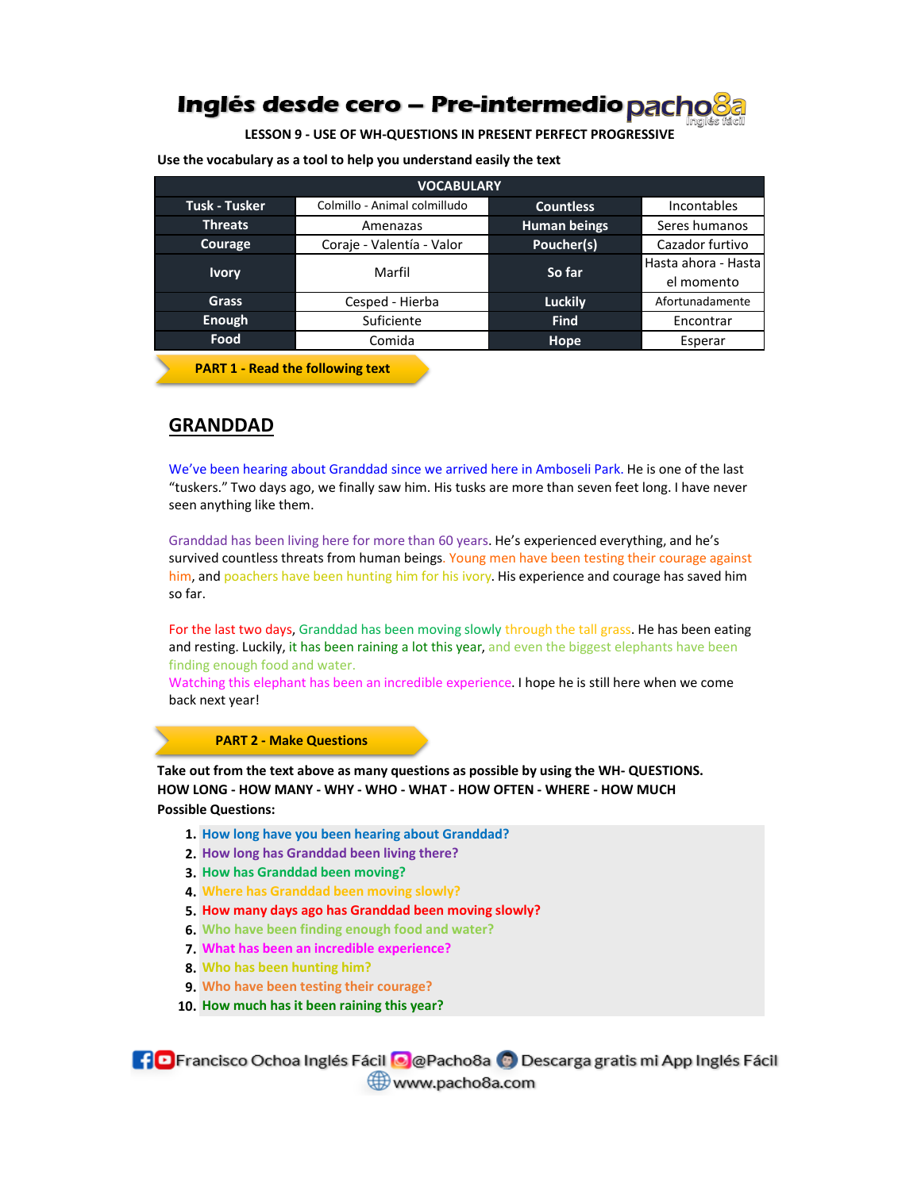# Inglés desde cero – Pre-intermedio pacho8a

**LESSON 9 - USE OF WH-QUESTIONS IN PRESENT PERFECT PROGRESSIVE**

**Use the vocabulary as a tool to help you understand easily the text**

| VOCABULARY | | | |
|---|---|---|---|
| **Tusk - Tusker** | Colmillo - Animal colmilludo | **Countless** | Incontables |
| **Threats** | Amenazas | **Human beings** | Seres humanos |
| **Courage** | Coraje - Valentía - Valor | **Poucher(s)** | Cazador furtivo |
| **Ivory** | Marfil | **So far** | Hasta ahora - Hasta el momento |
| **Grass** | Cesped - Hierba | **Luckily** | Afortunadamente |
| **Enough** | Suficiente | **Find** | Encontrar |
| **Food** | Comida | **Hope** | Esperar |

**PART 1 - Read the following text**

## GRANDDAD

We've been hearing about Granddad since we arrived here in Amboseli Park. He is one of the last "tuskers." Two days ago, we finally saw him. His tusks are more than seven feet long. I have never seen anything like them.

Granddad has been living here for more than 60 years. He's experienced everything, and he's survived countless threats from human beings. Young men have been testing their courage against him, and poachers have been hunting him for his ivory. His experience and courage has saved him so far.

For the last two days, Granddad has been moving slowly through the tall grass. He has been eating and resting. Luckily, it has been raining a lot this year, and even the biggest elephants have been finding enough food and water.
Watching this elephant has been an incredible experience. I hope he is still here when we come back next year!

**PART 2 - Make Questions**

**Take out from the text above as many questions as possible by using the WH- QUESTIONS.**
**HOW LONG - HOW MANY - WHY - WHO - WHAT - HOW OFTEN - WHERE - HOW MUCH**
**Possible Questions:**

1. **How long have you been hearing about Granddad?**
2. **How long has Granddad been living there?**
3. **How has Granddad been moving?**
4. **Where has Granddad been moving slowly?**
5. **How many days ago has Granddad been moving slowly?**
6. **Who have been finding enough food and water?**
7. **What has been an incredible experience?**
8. **Who has been hunting him?**
9. **Who have been testing their courage?**
10. **How much has it been raining this year?**

Francisco Ochoa Inglés Fácil @Pacho8a Descarga gratis mi App Inglés Fácil
www.pacho8a.com